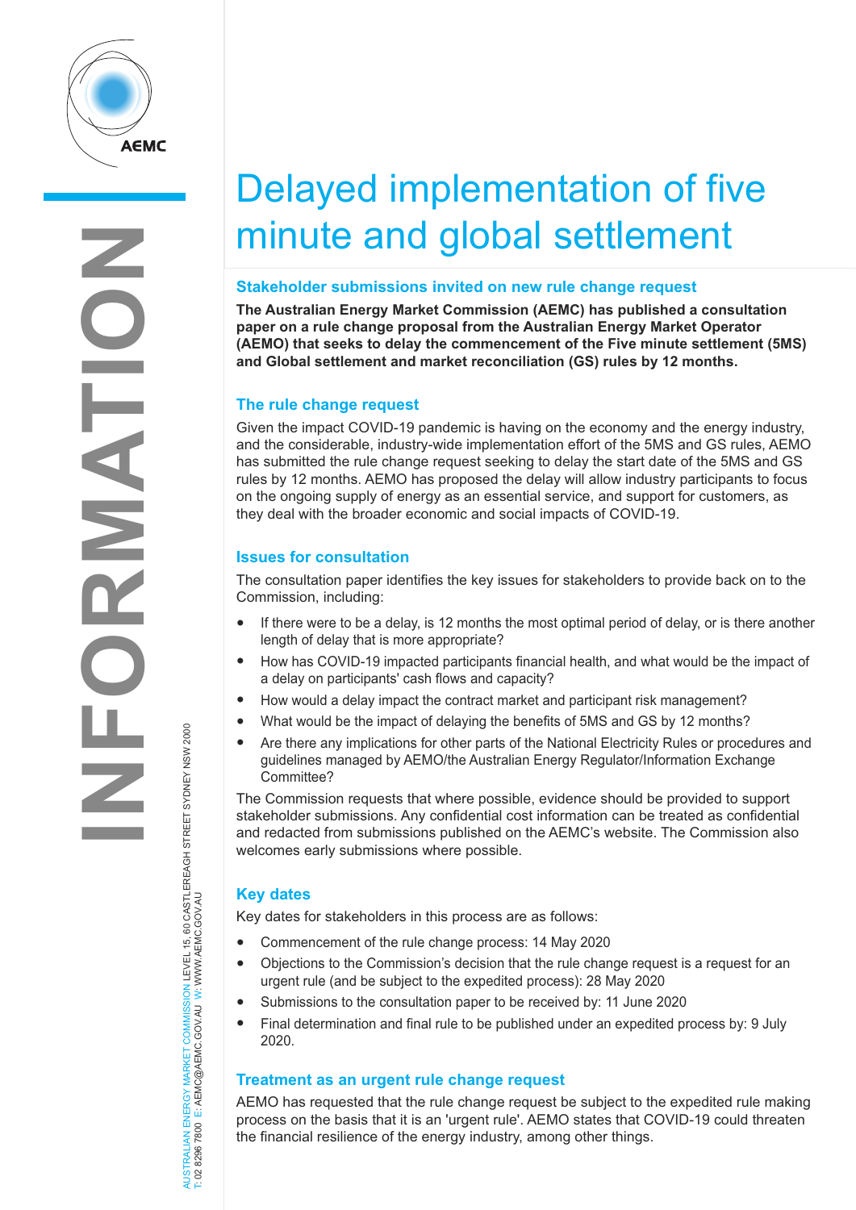# Delayed implementation of five minute and global settlement

## Stakeholder submissions invited on new rule change request

**The Australian Energy Market Commission (AEMC) has published a consultation paper on a rule change proposal from the Australian Energy Market Operator (AEMO) that seeks to delay the commencement of the Five minute settlement (5MS) and Global settlement and market reconciliation (GS) rules by 12 months.**

## The rule change request

Given the impact COVID-19 pandemic is having on the economy and the energy industry, and the considerable, industry-wide implementation effort of the 5MS and GS rules, AEMO has submitted the rule change request seeking to delay the start date of the 5MS and GS rules by 12 months. AEMO has proposed the delay will allow industry participants to focus on the ongoing supply of energy as an essential service, and support for customers, as they deal with the broader economic and social impacts of COVID-19.

## Issues for consultation

The consultation paper identifies the key issues for stakeholders to provide back on to the Commission, including:

- If there were to be a delay, is 12 months the most optimal period of delay, or is there another length of delay that is more appropriate?
- How has COVID-19 impacted participants financial health, and what would be the impact of a delay on participants' cash flows and capacity?
- How would a delay impact the contract market and participant risk management?
- What would be the impact of delaying the benefits of 5MS and GS by 12 months?
- Are there any implications for other parts of the National Electricity Rules or procedures and guidelines managed by AEMO/the Australian Energy Regulator/Information Exchange Committee?

The Commission requests that where possible, evidence should be provided to support stakeholder submissions. Any confidential cost information can be treated as confidential and redacted from submissions published on the AEMC's website. The Commission also welcomes early submissions where possible.

## Key dates

Key dates for stakeholders in this process are as follows:

- Commencement of the rule change process: 14 May 2020
- Objections to the Commission's decision that the rule change request is a request for an urgent rule (and be subject to the expedited process): 28 May 2020
- Submissions to the consultation paper to be received by: 11 June 2020
- Final determination and final rule to be published under an expedited process by: 9 July 2020.

## Treatment as an urgent rule change request

AEMO has requested that the rule change request be subject to the expedited rule making process on the basis that it is an 'urgent rule'. AEMO states that COVID-19 could threaten the financial resilience of the energy industry, among other things.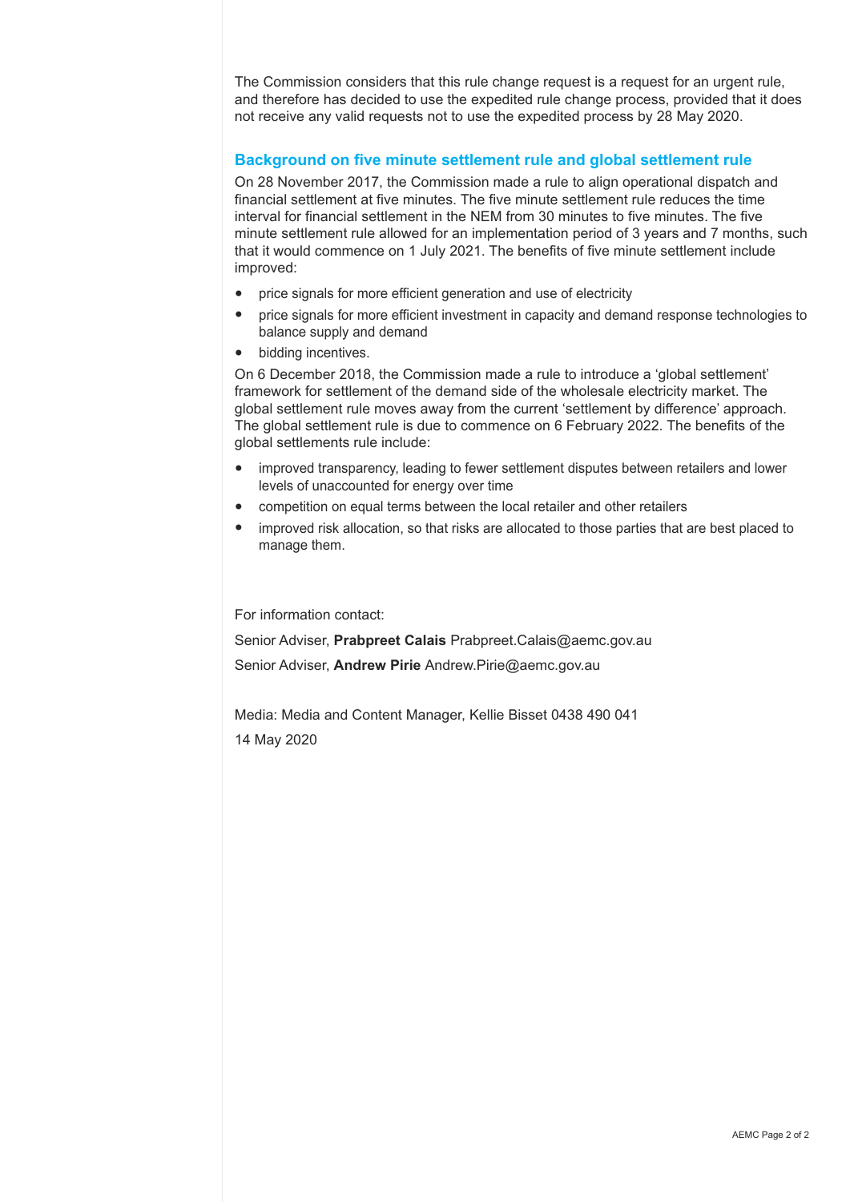The Commission considers that this rule change request is a request for an urgent rule, and therefore has decided to use the expedited rule change process, provided that it does not receive any valid requests not to use the expedited process by 28 May 2020.

## Background on five minute settlement rule and global settlement rule

On 28 November 2017, the Commission made a rule to align operational dispatch and financial settlement at five minutes. The five minute settlement rule reduces the time interval for financial settlement in the NEM from 30 minutes to five minutes. The five minute settlement rule allowed for an implementation period of 3 years and 7 months, such that it would commence on 1 July 2021. The benefits of five minute settlement include improved:

- price signals for more efficient generation and use of electricity
- price signals for more efficient investment in capacity and demand response technologies to balance supply and demand
- bidding incentives.

On 6 December 2018, the Commission made a rule to introduce a 'global settlement' framework for settlement of the demand side of the wholesale electricity market. The global settlement rule moves away from the current 'settlement by difference' approach. The global settlement rule is due to commence on 6 February 2022. The benefits of the global settlements rule include:

- improved transparency, leading to fewer settlement disputes between retailers and lower levels of unaccounted for energy over time
- competition on equal terms between the local retailer and other retailers
- improved risk allocation, so that risks are allocated to those parties that are best placed to manage them.

For information contact:

Senior Adviser, **Prabpreet Calais** Prabpreet.Calais@aemc.gov.au

Senior Adviser, **Andrew Pirie** Andrew.Pirie@aemc.gov.au

Media: Media and Content Manager, Kellie Bisset 0438 490 041

14 May 2020